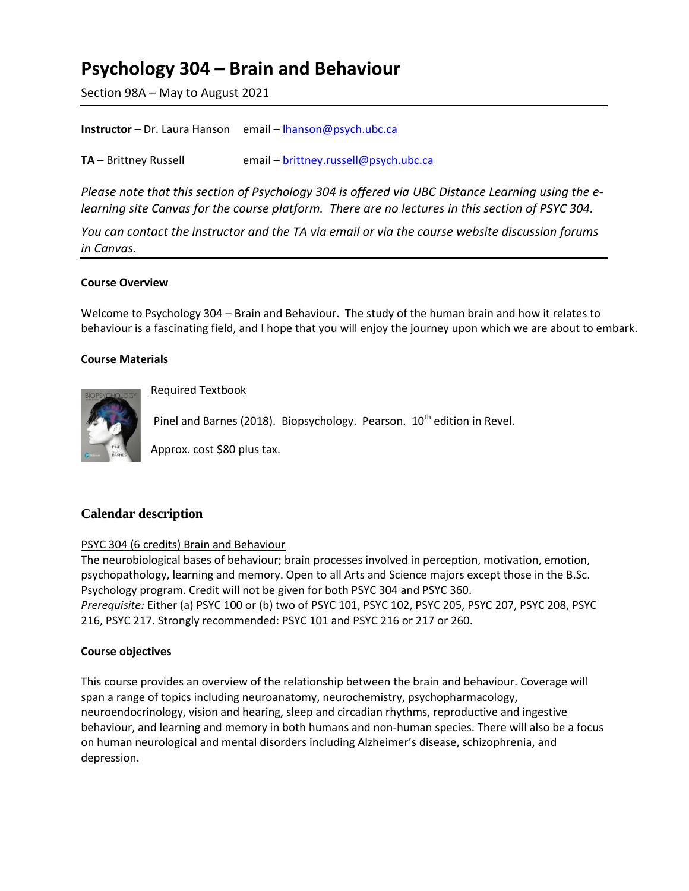# Psychology 304 – Brain and Behaviour

Section 98A – May to August 2021

---

**Instructor** – Dr. Laura Hanson email – lhanson@psych.ubc.ca

**TA** – Brittney Russell email – brittney.russell@psych.ubc.ca

*Please note that this section of Psychology 304 is offered via UBC Distance Learning using the e-learning site Canvas for the course platform. There are no lectures in this section of PSYC 304.*

*You can contact the instructor and the TA via email or via the course website discussion forums in Canvas.*

---

**Course Overview**

Welcome to Psychology 304 – Brain and Behaviour. The study of the human brain and how it relates to behaviour is a fascinating field, and I hope that you will enjoy the journey upon which we are about to embark.

**Course Materials**

Required Textbook

Pinel and Barnes (2018). Biopsychology. Pearson. 10th edition in Revel.

Approx. cost $80 plus tax.

## Calendar description

PSYC 304 (6 credits) Brain and Behaviour
The neurobiological bases of behaviour; brain processes involved in perception, motivation, emotion, psychopathology, learning and memory. Open to all Arts and Science majors except those in the B.Sc. Psychology program. Credit will not be given for both PSYC 304 and PSYC 360.
*Prerequisite:* Either (a) PSYC 100 or (b) two of PSYC 101, PSYC 102, PSYC 205, PSYC 207, PSYC 208, PSYC 216, PSYC 217. Strongly recommended: PSYC 101 and PSYC 216 or 217 or 260.

**Course objectives**

This course provides an overview of the relationship between the brain and behaviour. Coverage will span a range of topics including neuroanatomy, neurochemistry, psychopharmacology, neuroendocrinology, vision and hearing, sleep and circadian rhythms, reproductive and ingestive behaviour, and learning and memory in both humans and non-human species. There will also be a focus on human neurological and mental disorders including Alzheimer's disease, schizophrenia, and depression.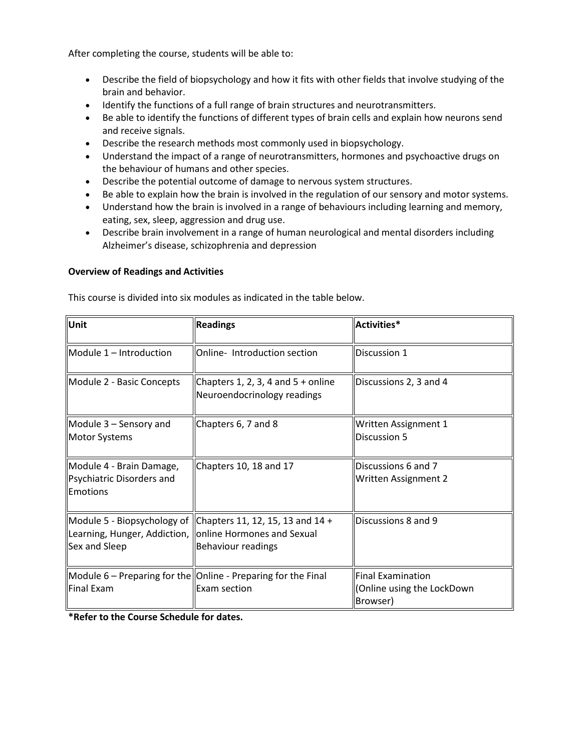After completing the course, students will be able to:

- Describe the field of biopsychology and how it fits with other fields that involve studying of the brain and behavior.
- Identify the functions of a full range of brain structures and neurotransmitters.
- Be able to identify the functions of different types of brain cells and explain how neurons send and receive signals.
- Describe the research methods most commonly used in biopsychology.
- Understand the impact of a range of neurotransmitters, hormones and psychoactive drugs on the behaviour of humans and other species.
- Describe the potential outcome of damage to nervous system structures.
- Be able to explain how the brain is involved in the regulation of our sensory and motor systems.
- Understand how the brain is involved in a range of behaviours including learning and memory, eating, sex, sleep, aggression and drug use.
- Describe brain involvement in a range of human neurological and mental disorders including Alzheimer's disease, schizophrenia and depression

**Overview of Readings and Activities**

This course is divided into six modules as indicated in the table below.

| Unit | Readings | Activities* |
|---|---|---|
| Module 1 – Introduction | Online- Introduction section | Discussion 1 |
| Module 2 - Basic Concepts | Chapters 1, 2, 3, 4 and 5 + online Neuroendocrinology readings | Discussions 2, 3 and 4 |
| Module 3 – Sensory and Motor Systems | Chapters 6, 7 and 8 | Written Assignment 1<br>Discussion 5 |
| Module 4 - Brain Damage, Psychiatric Disorders and Emotions | Chapters 10, 18 and 17 | Discussions 6 and 7<br>Written Assignment 2 |
| Module 5 - Biopsychology of Learning, Hunger, Addiction, Sex and Sleep | Chapters 11, 12, 15, 13 and 14 + online Hormones and Sexual Behaviour readings | Discussions 8 and 9 |
| Module 6 – Preparing for the Final Exam | Online - Preparing for the Final Exam section | Final Examination (Online using the LockDown Browser) |

***Refer to the Course Schedule for dates.**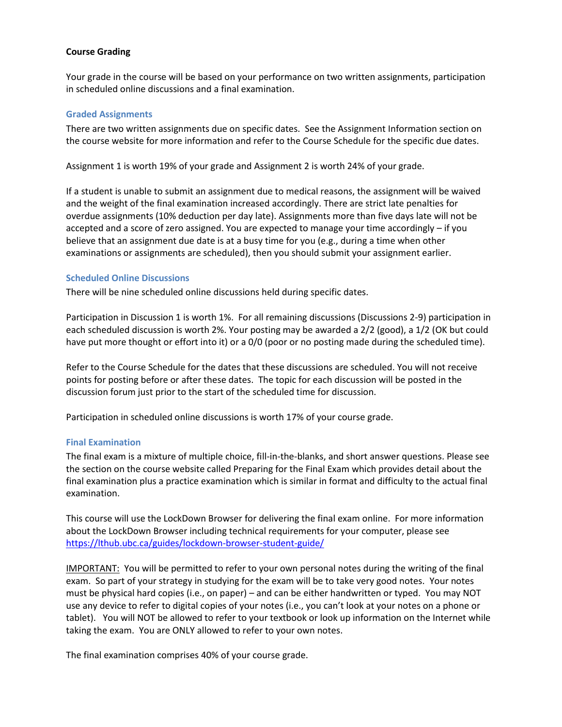**Course Grading**

Your grade in the course will be based on your performance on two written assignments, participation in scheduled online discussions and a final examination.

### Graded Assignments

There are two written assignments due on specific dates. See the Assignment Information section on the course website for more information and refer to the Course Schedule for the specific due dates.

Assignment 1 is worth 19% of your grade and Assignment 2 is worth 24% of your grade.

If a student is unable to submit an assignment due to medical reasons, the assignment will be waived and the weight of the final examination increased accordingly. There are strict late penalties for overdue assignments (10% deduction per day late). Assignments more than five days late will not be accepted and a score of zero assigned. You are expected to manage your time accordingly – if you believe that an assignment due date is at a busy time for you (e.g., during a time when other examinations or assignments are scheduled), then you should submit your assignment earlier.

### Scheduled Online Discussions

There will be nine scheduled online discussions held during specific dates.

Participation in Discussion 1 is worth 1%. For all remaining discussions (Discussions 2-9) participation in each scheduled discussion is worth 2%. Your posting may be awarded a 2/2 (good), a 1/2 (OK but could have put more thought or effort into it) or a 0/0 (poor or no posting made during the scheduled time).

Refer to the Course Schedule for the dates that these discussions are scheduled. You will not receive points for posting before or after these dates. The topic for each discussion will be posted in the discussion forum just prior to the start of the scheduled time for discussion.

Participation in scheduled online discussions is worth 17% of your course grade.

### Final Examination

The final exam is a mixture of multiple choice, fill-in-the-blanks, and short answer questions. Please see the section on the course website called Preparing for the Final Exam which provides detail about the final examination plus a practice examination which is similar in format and difficulty to the actual final examination.

This course will use the LockDown Browser for delivering the final exam online. For more information about the LockDown Browser including technical requirements for your computer, please see https://lthub.ubc.ca/guides/lockdown-browser-student-guide/

IMPORTANT: You will be permitted to refer to your own personal notes during the writing of the final exam. So part of your strategy in studying for the exam will be to take very good notes. Your notes must be physical hard copies (i.e., on paper) – and can be either handwritten or typed. You may NOT use any device to refer to digital copies of your notes (i.e., you can't look at your notes on a phone or tablet). You will NOT be allowed to refer to your textbook or look up information on the Internet while taking the exam. You are ONLY allowed to refer to your own notes.

The final examination comprises 40% of your course grade.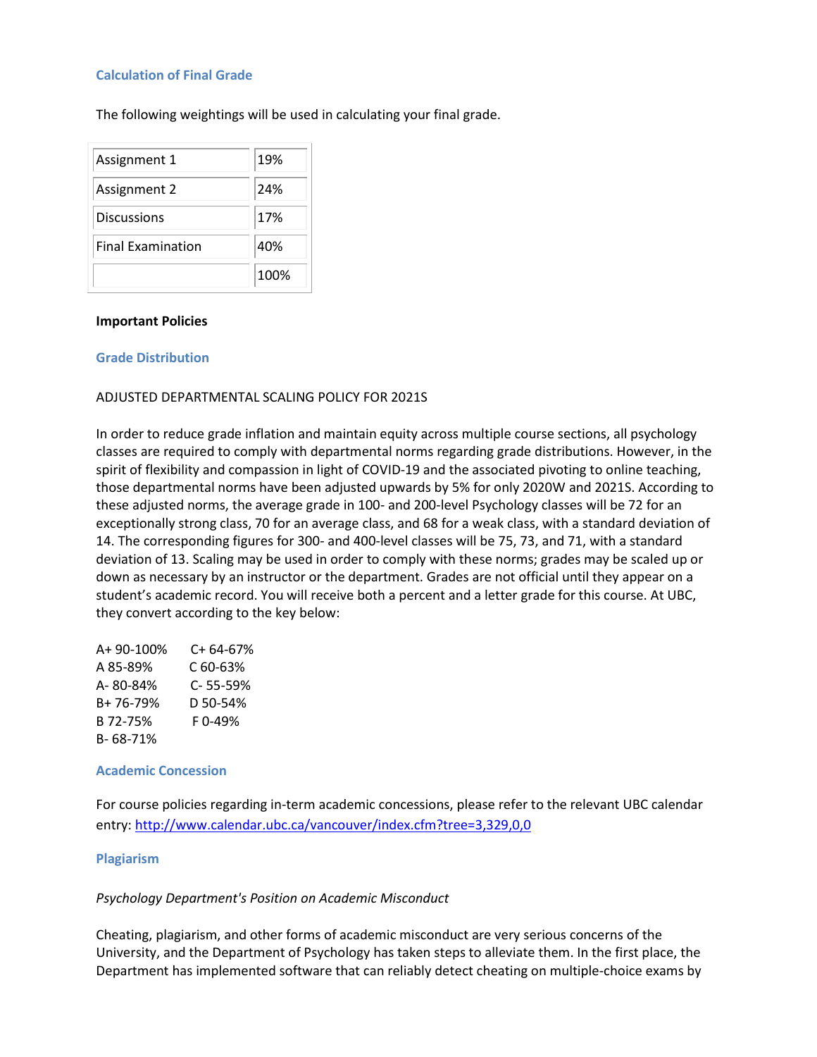## Calculation of Final Grade

The following weightings will be used in calculating your final grade.

| | |
|---|---|
| Assignment 1 | 19% |
| Assignment 2 | 24% |
| Discussions | 17% |
| Final Examination | 40% |
| | 100% |

**Important Policies**

## Grade Distribution

ADJUSTED DEPARTMENTAL SCALING POLICY FOR 2021S

In order to reduce grade inflation and maintain equity across multiple course sections, all psychology classes are required to comply with departmental norms regarding grade distributions. However, in the spirit of flexibility and compassion in light of COVID-19 and the associated pivoting to online teaching, those departmental norms have been adjusted upwards by 5% for only 2020W and 2021S. According to these adjusted norms, the average grade in 100- and 200-level Psychology classes will be 72 for an exceptionally strong class, 70 for an average class, and 68 for a weak class, with a standard deviation of 14. The corresponding figures for 300- and 400-level classes will be 75, 73, and 71, with a standard deviation of 13. Scaling may be used in order to comply with these norms; grades may be scaled up or down as necessary by an instructor or the department. Grades are not official until they appear on a student's academic record. You will receive both a percent and a letter grade for this course. At UBC, they convert according to the key below:

A+ 90-100%
A 85-89%
A- 80-84%
B+ 76-79%
B 72-75%
B- 68-71%
C+ 64-67%
C 60-63%
C- 55-59%
D 50-54%
F 0-49%

## Academic Concession

For course policies regarding in-term academic concessions, please refer to the relevant UBC calendar entry: http://www.calendar.ubc.ca/vancouver/index.cfm?tree=3,329,0,0

## Plagiarism

*Psychology Department's Position on Academic Misconduct*

Cheating, plagiarism, and other forms of academic misconduct are very serious concerns of the University, and the Department of Psychology has taken steps to alleviate them. In the first place, the Department has implemented software that can reliably detect cheating on multiple-choice exams by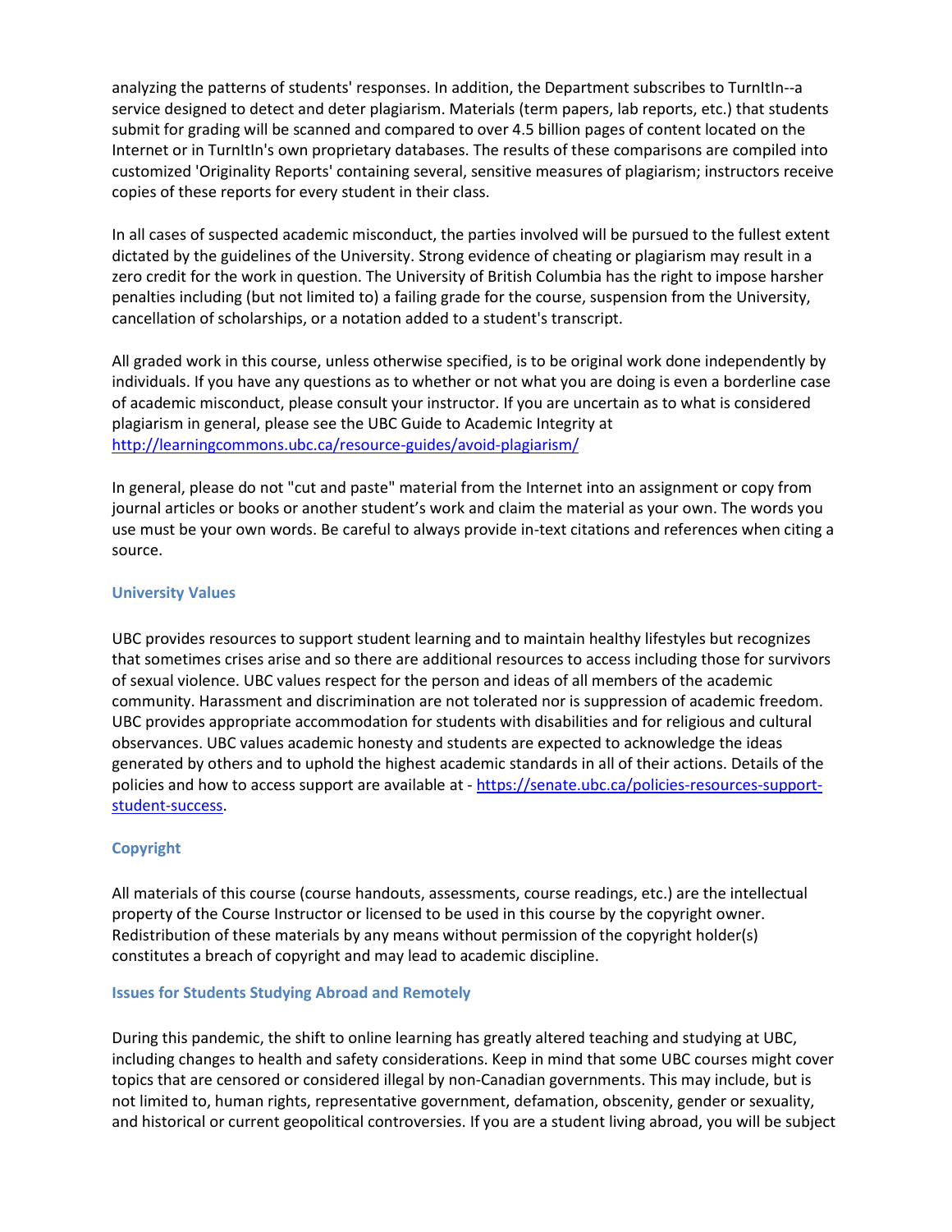analyzing the patterns of students' responses. In addition, the Department subscribes to TurnItIn--a service designed to detect and deter plagiarism. Materials (term papers, lab reports, etc.) that students submit for grading will be scanned and compared to over 4.5 billion pages of content located on the Internet or in TurnItIn's own proprietary databases. The results of these comparisons are compiled into customized 'Originality Reports' containing several, sensitive measures of plagiarism; instructors receive copies of these reports for every student in their class.

In all cases of suspected academic misconduct, the parties involved will be pursued to the fullest extent dictated by the guidelines of the University. Strong evidence of cheating or plagiarism may result in a zero credit for the work in question. The University of British Columbia has the right to impose harsher penalties including (but not limited to) a failing grade for the course, suspension from the University, cancellation of scholarships, or a notation added to a student's transcript.

All graded work in this course, unless otherwise specified, is to be original work done independently by individuals. If you have any questions as to whether or not what you are doing is even a borderline case of academic misconduct, please consult your instructor. If you are uncertain as to what is considered plagiarism in general, please see the UBC Guide to Academic Integrity at [http://learningcommons.ubc.ca/resource-guides/avoid-plagiarism/](http://learningcommons.ubc.ca/resource-guides/avoid-plagiarism/)

In general, please do not "cut and paste" material from the Internet into an assignment or copy from journal articles or books or another student's work and claim the material as your own. The words you use must be your own words. Be careful to always provide in-text citations and references when citing a source.

### University Values

UBC provides resources to support student learning and to maintain healthy lifestyles but recognizes that sometimes crises arise and so there are additional resources to access including those for survivors of sexual violence. UBC values respect for the person and ideas of all members of the academic community. Harassment and discrimination are not tolerated nor is suppression of academic freedom. UBC provides appropriate accommodation for students with disabilities and for religious and cultural observances. UBC values academic honesty and students are expected to acknowledge the ideas generated by others and to uphold the highest academic standards in all of their actions. Details of the policies and how to access support are available at - [https://senate.ubc.ca/policies-resources-support-student-success](https://senate.ubc.ca/policies-resources-support-student-success).

### Copyright

All materials of this course (course handouts, assessments, course readings, etc.) are the intellectual property of the Course Instructor or licensed to be used in this course by the copyright owner. Redistribution of these materials by any means without permission of the copyright holder(s) constitutes a breach of copyright and may lead to academic discipline.

### Issues for Students Studying Abroad and Remotely

During this pandemic, the shift to online learning has greatly altered teaching and studying at UBC, including changes to health and safety considerations. Keep in mind that some UBC courses might cover topics that are censored or considered illegal by non-Canadian governments. This may include, but is not limited to, human rights, representative government, defamation, obscenity, gender or sexuality, and historical or current geopolitical controversies. If you are a student living abroad, you will be subject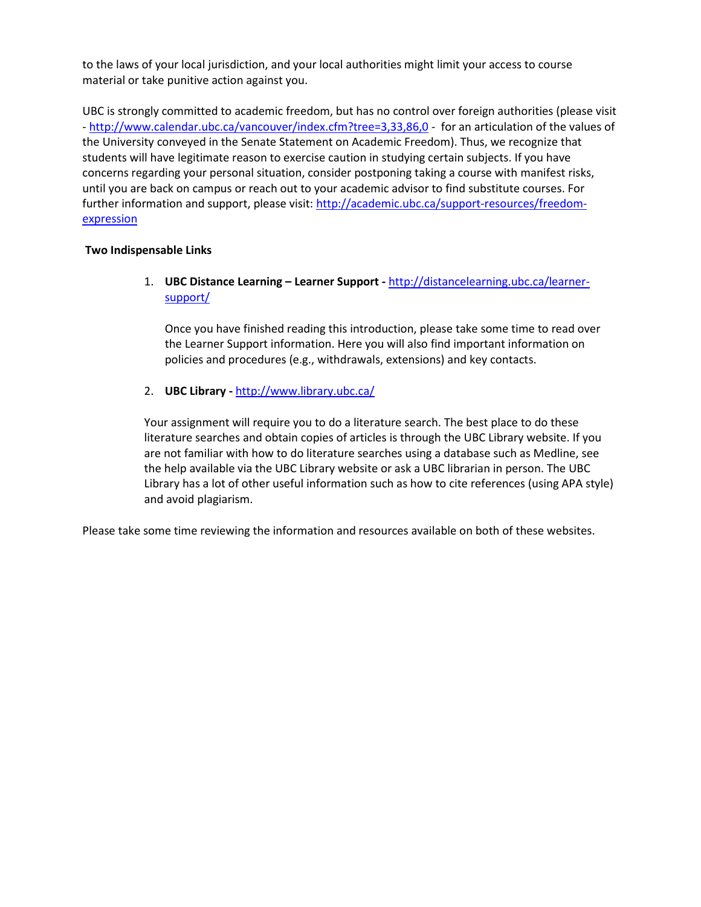to the laws of your local jurisdiction, and your local authorities might limit your access to course material or take punitive action against you.

UBC is strongly committed to academic freedom, but has no control over foreign authorities (please visit - http://www.calendar.ubc.ca/vancouver/index.cfm?tree=3,33,86,0 - for an articulation of the values of the University conveyed in the Senate Statement on Academic Freedom). Thus, we recognize that students will have legitimate reason to exercise caution in studying certain subjects. If you have concerns regarding your personal situation, consider postponing taking a course with manifest risks, until you are back on campus or reach out to your academic advisor to find substitute courses. For further information and support, please visit: http://academic.ubc.ca/support-resources/freedom-expression

**Two Indispensable Links**

1. **UBC Distance Learning – Learner Support -** http://distancelearning.ubc.ca/learner-support/

   Once you have finished reading this introduction, please take some time to read over the Learner Support information. Here you will also find important information on policies and procedures (e.g., withdrawals, extensions) and key contacts.

2. **UBC Library -** http://www.library.ubc.ca/

   Your assignment will require you to do a literature search. The best place to do these literature searches and obtain copies of articles is through the UBC Library website. If you are not familiar with how to do literature searches using a database such as Medline, see the help available via the UBC Library website or ask a UBC librarian in person. The UBC Library has a lot of other useful information such as how to cite references (using APA style) and avoid plagiarism.

Please take some time reviewing the information and resources available on both of these websites.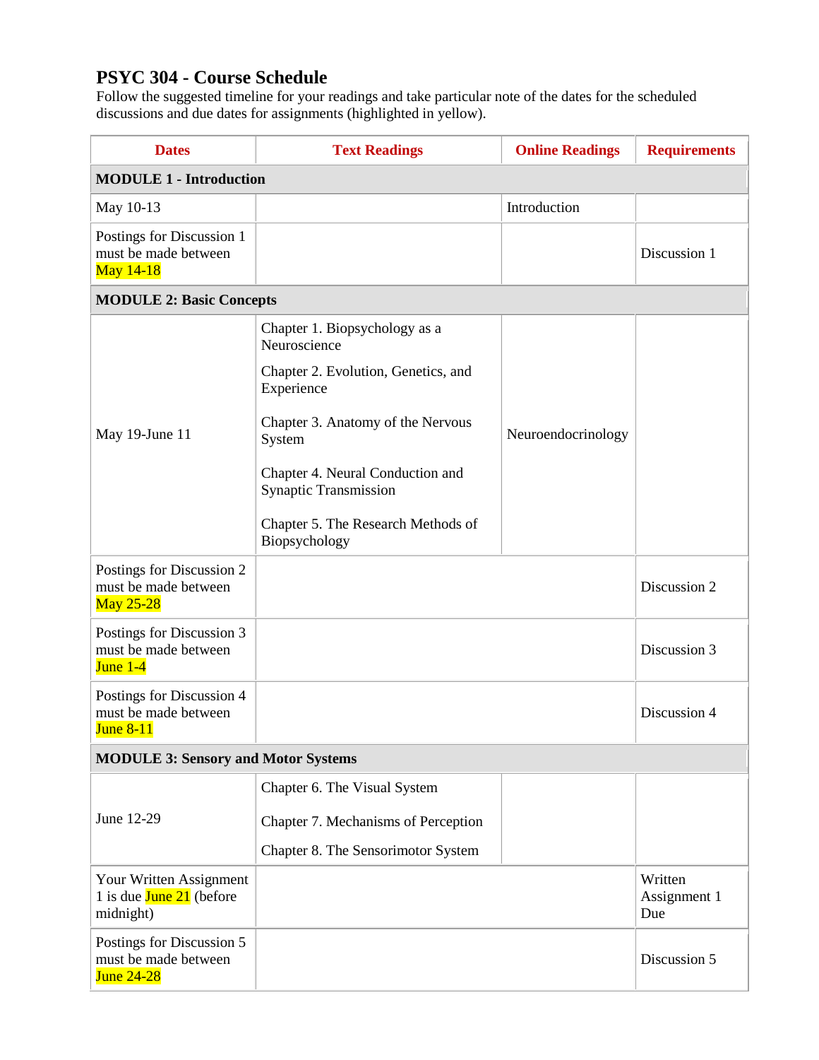# PSYC 304 - Course Schedule

Follow the suggested timeline for your readings and take particular note of the dates for the scheduled discussions and due dates for assignments (highlighted in yellow).

| Dates | Text Readings | Online Readings | Requirements |
|---|---|---|---|
| **MODULE 1 - Introduction** | | | |
| May 10-13 | | Introduction | |
| Postings for Discussion 1 must be made between May 14-18 | | | Discussion 1 |
| **MODULE 2: Basic Concepts** | | | |
| May 19-June 11 | Chapter 1. Biopsychology as a Neuroscience<br>Chapter 2. Evolution, Genetics, and Experience<br>Chapter 3. Anatomy of the Nervous System<br>Chapter 4. Neural Conduction and Synaptic Transmission<br>Chapter 5. The Research Methods of Biopsychology | Neuroendocrinology | |
| Postings for Discussion 2 must be made between May 25-28 | | | Discussion 2 |
| Postings for Discussion 3 must be made between June 1-4 | | | Discussion 3 |
| Postings for Discussion 4 must be made between June 8-11 | | | Discussion 4 |
| **MODULE 3: Sensory and Motor Systems** | | | |
| June 12-29 | Chapter 6. The Visual System<br>Chapter 7. Mechanisms of Perception<br>Chapter 8. The Sensorimotor System | | |
| Your Written Assignment 1 is due June 21 (before midnight) | | | Written Assignment 1 Due |
| Postings for Discussion 5 must be made between June 24-28 | | | Discussion 5 |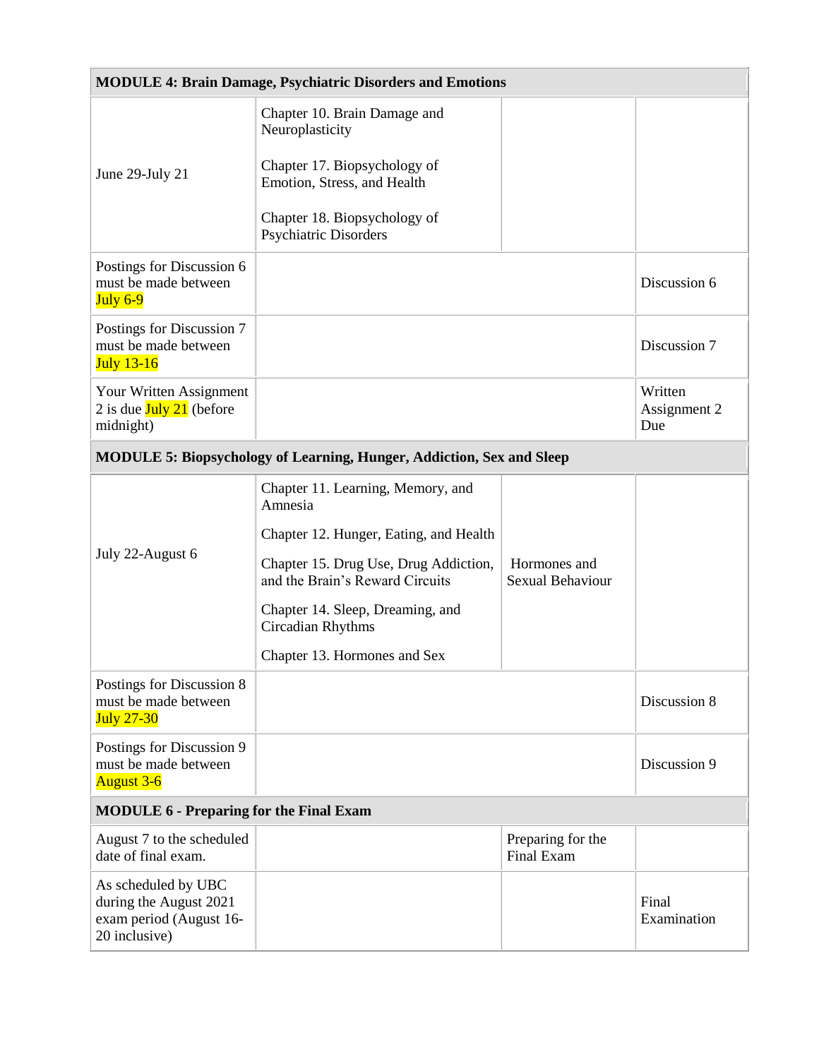| | | | |
|---|---|---|---|
| **MODULE 4: Brain Damage, Psychiatric Disorders and Emotions** | | | |
| June 29-July 21 | Chapter 10. Brain Damage and Neuroplasticity<br><br>Chapter 17. Biopsychology of Emotion, Stress, and Health<br><br>Chapter 18. Biopsychology of Psychiatric Disorders | | |
| Postings for Discussion 6 must be made between July 6-9 | | | Discussion 6 |
| Postings for Discussion 7 must be made between July 13-16 | | | Discussion 7 |
| Your Written Assignment 2 is due July 21 (before midnight) | | | Written Assignment 2 Due |
| **MODULE 5: Biopsychology of Learning, Hunger, Addiction, Sex and Sleep** | | | |
| July 22-August 6 | Chapter 11. Learning, Memory, and Amnesia<br><br>Chapter 12. Hunger, Eating, and Health<br><br>Chapter 15. Drug Use, Drug Addiction, and the Brain's Reward Circuits<br><br>Chapter 14. Sleep, Dreaming, and Circadian Rhythms<br><br>Chapter 13. Hormones and Sex | Hormones and Sexual Behaviour | |
| Postings for Discussion 8 must be made between July 27-30 | | | Discussion 8 |
| Postings for Discussion 9 must be made between August 3-6 | | | Discussion 9 |
| **MODULE 6 - Preparing for the Final Exam** | | | |
| August 7 to the scheduled date of final exam. | | Preparing for the Final Exam | |
| As scheduled by UBC during the August 2021 exam period (August 16-20 inclusive) | | | Final Examination |